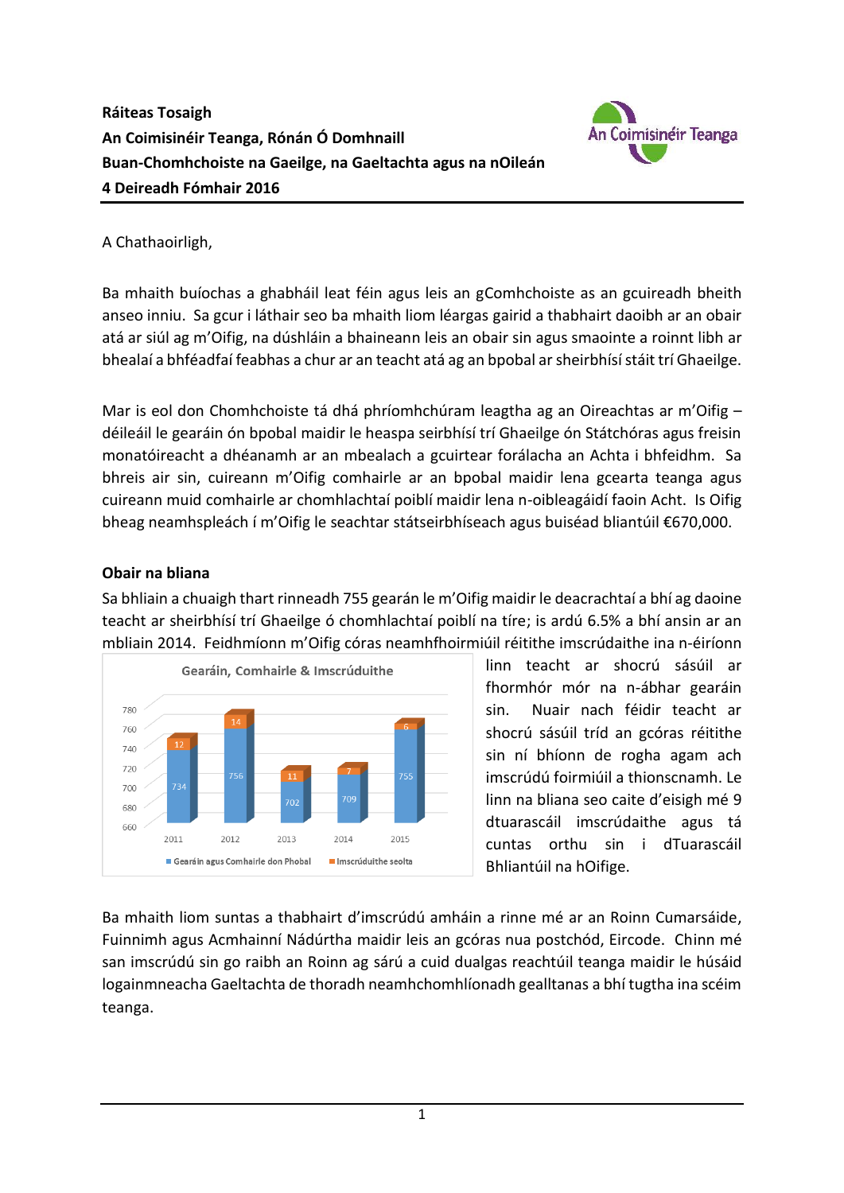**Ráiteas Tosaigh**
**An Coimisinéir Teanga, Rónán Ó Domhnaill**
**Buan-Chomhchoiste na Gaeilge, na Gaeltachta agus na nOileán**
**4 Deireadh Fómhair 2016**

A Chathaoirligh,

Ba mhaith buíochas a ghabháil leat féin agus leis an gComhchoiste as an gcuireadh bheith anseo inniu. Sa gcur i láthair seo ba mhaith liom léargas gairid a thabhairt daoibh ar an obair atá ar siúl ag m'Oifig, na dúshláin a bhaineann leis an obair sin agus smaointe a roinnt libh ar bhealaí a bhféadfaí feabhas a chur ar an teacht atá ag an bpobal ar sheirbhísí stáit trí Ghaeilge.

Mar is eol don Chomhchoiste tá dhá phríomhchúram leagtha ag an Oireachtas ar m'Oifig – déileáil le gearáin ón bpobal maidir le heaspa seirbhísí trí Ghaeilge ón Státchóras agus freisin monatóireacht a dhéanamh ar an mbealach a gcuirtear forálacha an Achta i bhfeidhm. Sa bhreis air sin, cuireann m'Oifig comhairle ar an bpobal maidir lena gcearta teanga agus cuireann muid comhairle ar chomhlachtaí poiblí maidir lena n-oibleagáidí faoin Acht. Is Oifig bheag neamhspleách í m'Oifig le seachtar státseirbhíseach agus buiséad bliantúil €670,000.

**Obair na bliana**

Sa bhliain a chuaigh thart rinneadh 755 gearán le m'Oifig maidir le deacrachtaí a bhí ag daoine teacht ar sheirbhísí trí Ghaeilge ó chomhlachtaí poiblí na tíre; is ardú 6.5% a bhí ansin ar an mbliain 2014. Feidhmíonn m'Oifig córas neamhfhoirmiúil réitithe imscrúdaithe ina n-éiríonn linn teacht ar shocrú sásúil ar fhormhór mór na n-ábhar gearáin sin. Nuair nach féidir teacht ar shocrú sásúil tríd an gcóras réitithe sin ní bhíonn de rogha agam ach imscrúdú foirmiúil a thionscnamh. Le linn na bliana seo caite d'eisigh mé 9 dtuarascáil imscrúdaithe agus tá cuntas orthu sin i dTuarascáil Bhliantúil na hOifige.

**Gearáin, Comhairle & Imscrúduithe**

| Bliain | Gearáin agus Comhairle don Phobal | Imscrúduithe seolta |
|---|---|---|
| 2011 | 734 | 12 |
| 2012 | 756 | 14 |
| 2013 | 702 | 11 |
| 2014 | 709 | 7 |
| 2015 | 755 | 6 |

Ba mhaith liom suntas a thabhairt d'imscrúdú amháin a rinne mé ar an Roinn Cumarsáide, Fuinnimh agus Acmhainní Nádúrtha maidir leis an gcóras nua postchód, Eircode. Chinn mé san imscrúdú sin go raibh an Roinn ag sárú a cuid dualgas reachtúil teanga maidir le húsáid logainmneacha Gaeltachta de thoradh neamhchomhlíonadh gealltanas a bhí tugtha ina scéim teanga.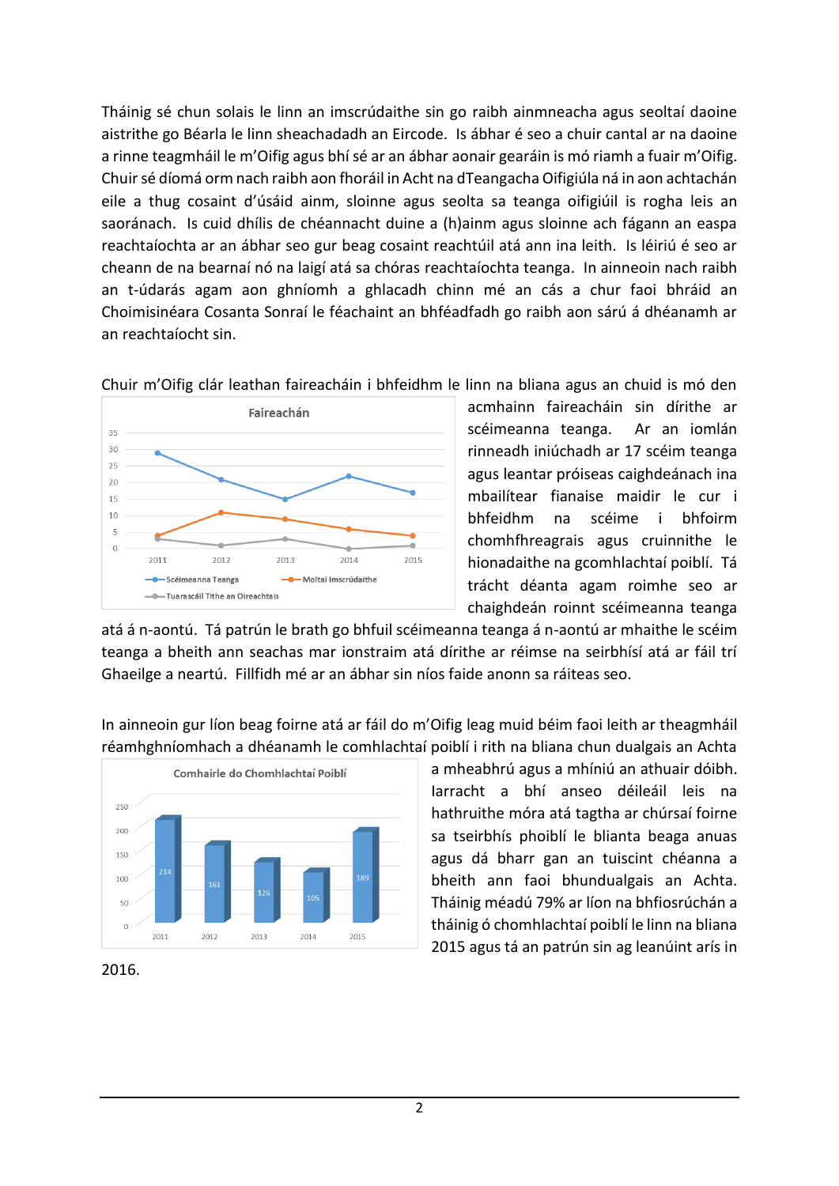Tháinig sé chun solais le linn an imscrúdaithe sin go raibh ainmneacha agus seoltaí daoine aistrithe go Béarla le linn sheachadadh an Eircode. Is ábhar é seo a chuir cantal ar na daoine a rinne teagmháil le m'Oifig agus bhí sé ar an ábhar aonair gearáin is mó riamh a fuair m'Oifig. Chuir sé díomá orm nach raibh aon fhoráil in Acht na dTeangacha Oifigiúla ná in aon achtachán eile a thug cosaint d'úsáid ainm, sloinne agus seolta sa teanga oifigiúil is rogha leis an saoránach. Is cuid dhílis de chéannacht duine a (h)ainm agus sloinne ach fágann an easpa reachtaíochta ar an ábhar seo gur beag cosaint reachtúil atá ann ina leith. Is léiriú é seo ar cheann de na bearnaí nó na laigí atá sa chóras reachtaíochta teanga. In ainneoin nach raibh an t-údarás agam aon ghníomh a ghlacadh chinn mé an cás a chur faoi bhráid an Choimisinéara Cosanta Sonraí le féachaint an bhféadfadh go raibh aon sárú á dhéanamh ar an reachtaíocht sin.

Chuir m'Oifig clár leathan faireacháin i bhfeidhm le linn na bliana agus an chuid is mó den acmhainn faireacháin sin dírithe ar scéimeanna teanga. Ar an iomlán rinneadh iniúchadh ar 17 scéim teanga agus leantar próiseas caighdeánach ina mbailítear fianaise maidir le cur i bhfeidhm na scéime i bhfoirm chomhfhreagrais agus cruinnithe le hionadaithe na gcomhlachtaí poiblí. Tá trácht déanta agam roimhe seo ar chaighdeán roinnt scéimeanna teanga atá á n-aontú. Tá patrún le brath go bhfuil scéimeanna teanga á n-aontú ar mhaithe le scéim teanga a bheith ann seachas mar ionstraim atá dírithe ar réimse na seirbhísí atá ar fáil trí Ghaeilge a neartú. Fillfidh mé ar an ábhar sin níos faide anonn sa ráiteas seo.

**Faireachán**

| | 2011 | 2012 | 2013 | 2014 | 2015 |
|---|---|---|---|---|---|
| Scéimeanna Teanga | 29 | 21 | 15 | 22 | 17 |
| Moltaí Imscrúdaithe | 4 | 11 | 9 | 6 | 4 |
| Tuarascáil Tithe an Oireachtais | 3 | 1 | 3 | 0 | 1 |

In ainneoin gur líon beag foirne atá ar fáil do m'Oifig leag muid béim faoi leith ar theagmháil réamhghníomhach a dhéanamh le comhlachtaí poiblí i rith na bliana chun dualgais an Achta a mheabhrú agus a mhíniú an athuair dóibh. Iarracht a bhí anseo déileáil leis na hathruithe móra atá tagtha ar chúrsaí foirne sa tseirbhís phoiblí le blianta beaga anuas agus dá bharr gan an tuiscint chéanna a bheith ann faoi bhundualgais an Achta. Tháinig méadú 79% ar líon na bhfiosrúchán a tháinig ó chomhlachtaí poiblí le linn na bliana 2015 agus tá an patrún sin ag leanúint arís in 2016.

**Comhairle do Chomhlachtaí Poiblí**

| 2011 | 2012 | 2013 | 2014 | 2015 |
|---|---|---|---|---|
| 214 | 161 | 126 | 105 | 189 |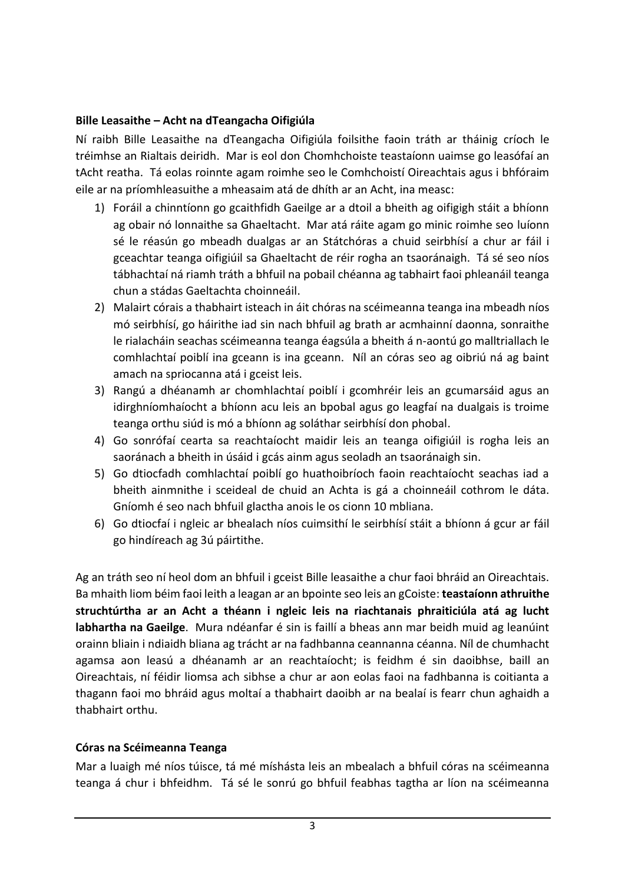**Bille Leasaithe – Acht na dTeangacha Oifigiúla**

Ní raibh Bille Leasaithe na dTeangacha Oifigiúla foilsithe faoin tráth ar tháinig críoch le tréimhse an Rialtais deiridh. Mar is eol don Chomhchoiste teastaíonn uaimse go leasófaí an tAcht reatha. Tá eolas roinnte agam roimhe seo le Comhchoistí Oireachtais agus i bhfóraim eile ar na príomhleasuithe a mheasaim atá de dhíth ar an Acht, ina measc:

1) Foráil a chinntíonn go gcaithfidh Gaeilge ar a dtoil a bheith ag oifigigh stáit a bhíonn ag obair nó lonnaithe sa Ghaeltacht. Mar atá ráite agam go minic roimhe seo luíonn sé le réasún go mbeadh dualgas ar an Státchóras a chuid seirbhísí a chur ar fáil i gceachtar teanga oifigiúil sa Ghaeltacht de réir rogha an tsaoránaigh. Tá sé seo níos tábhachtaí ná riamh tráth a bhfuil na pobail chéanna ag tabhairt faoi phleanáil teanga chun a stádas Gaeltachta choinneáil.
2) Malairt córais a thabhairt isteach in áit chóras na scéimeanna teanga ina mbeadh níos mó seirbhísí, go háirithe iad sin nach bhfuil ag brath ar acmhainní daonna, sonraithe le rialacháin seachas scéimeanna teanga éagsúla a bheith á n-aontú go malltriallach le comhlachtaí poiblí ina gceann is ina gceann. Níl an córas seo ag oibriú ná ag baint amach na spriocanna atá i gceist leis.
3) Rangú a dhéanamh ar chomhlachtaí poiblí i gcomhréir leis an gcumarsáid agus an idirghníomhaíocht a bhíonn acu leis an bpobal agus go leagfaí na dualgais is troime teanga orthu siúd is mó a bhíonn ag soláthar seirbhísí don phobal.
4) Go sonrófaí cearta sa reachtaíocht maidir leis an teanga oifigiúil is rogha leis an saoránach a bheith in úsáid i gcás ainm agus seoladh an tsaoránaigh sin.
5) Go dtiocfadh comhlachtaí poiblí go huathoibríoch faoin reachtaíocht seachas iad a bheith ainmnithe i sceideal de chuid an Achta is gá a choinneáil cothrom le dáta. Gníomh é seo nach bhfuil glactha anois le os cionn 10 mbliana.
6) Go dtiocfaí i ngleic ar bhealach níos cuimsithí le seirbhísí stáit a bhíonn á gcur ar fáil go hindíreach ag 3ú páirtithe.

Ag an tráth seo ní heol dom an bhfuil i gceist Bille leasaithe a chur faoi bhráid an Oireachtais. Ba mhaith liom béim faoi leith a leagan ar an bpointe seo leis an gCoiste: **teastaíonn athruithe struchtúrtha ar an Acht a théann i ngleic leis na riachtanais phraiticiúla atá ag lucht labhartha na Gaeilge**. Mura ndéanfar é sin is faillí a bheas ann mar beidh muid ag leanúint orainn bliain i ndiaidh bliana ag trácht ar na fadhbanna ceannanna céanna. Níl de chumhacht agamsa aon leasú a dhéanamh ar an reachtaíocht; is feidhm é sin daoibhse, baill an Oireachtais, ní féidir liomsa ach sibhse a chur ar aon eolas faoi na fadhbanna is coitianta a thagann faoi mo bhráid agus moltaí a thabhairt daoibh ar na bealaí is fearr chun aghaidh a thabhairt orthu.

**Córas na Scéimeanna Teanga**

Mar a luaigh mé níos túisce, tá mé míshásta leis an mbealach a bhfuil córas na scéimeanna teanga á chur i bhfeidhm. Tá sé le sonrú go bhfuil feabhas tagtha ar líon na scéimeanna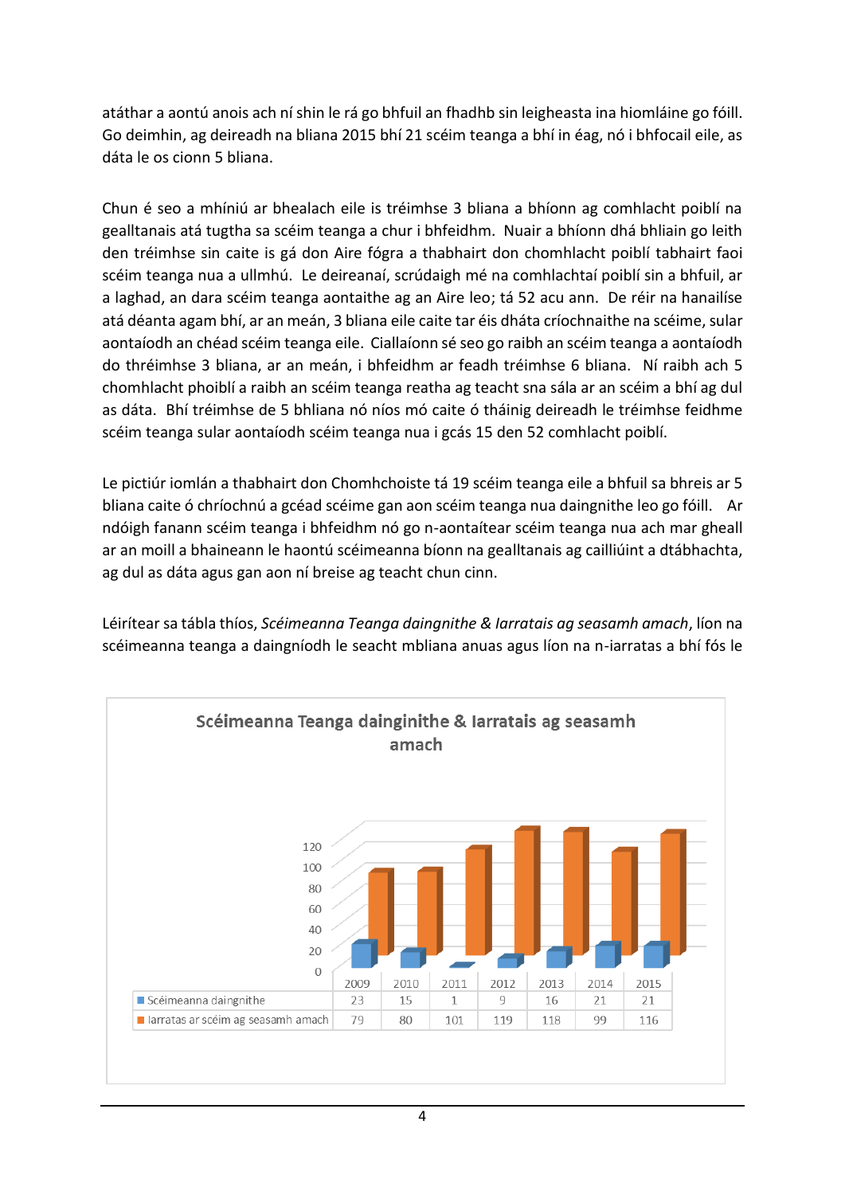atáthar a aontú anois ach ní shin le rá go bhfuil an fhadhb sin leigheasta ina hiomláine go fóill. Go deimhin, ag deireadh na bliana 2015 bhí 21 scéim teanga a bhí in éag, nó i bhfocail eile, as dáta le os cionn 5 bliana.

Chun é seo a mhíniú ar bhealach eile is tréimhse 3 bliana a bhíonn ag comhlacht poiblí na gealltanais atá tugtha sa scéim teanga a chur i bhfeidhm. Nuair a bhíonn dhá bhliain go leith den tréimhse sin caite is gá don Aire fógra a thabhairt don chomhlacht poiblí tabhairt faoi scéim teanga nua a ullmhú. Le deireanaí, scrúdaigh mé na comhlachtaí poiblí sin a bhfuil, ar a laghad, an dara scéim teanga aontaithe ag an Aire leo; tá 52 acu ann. De réir na hanailíse atá déanta agam bhí, ar an meán, 3 bliana eile caite tar éis dháta críochnaithe na scéime, sular aontaíodh an chéad scéim teanga eile. Ciallaíonn sé seo go raibh an scéim teanga a aontaíodh do thréimhse 3 bliana, ar an meán, i bhfeidhm ar feadh tréimhse 6 bliana. Ní raibh ach 5 chomhlacht phoiblí a raibh an scéim teanga reatha ag teacht sna sála ar an scéim a bhí ag dul as dáta. Bhí tréimhse de 5 bhliana nó níos mó caite ó tháinig deireadh le tréimhse feidhme scéim teanga sular aontaíodh scéim teanga nua i gcás 15 den 52 comhlacht poiblí.

Le pictiúr iomlán a thabhairt don Chomhchoiste tá 19 scéim teanga eile a bhfuil sa bhreis ar 5 bliana caite ó chríochnú a gcéad scéime gan aon scéim teanga nua daingnithe leo go fóill. Ar ndóigh fanann scéim teanga i bhfeidhm nó go n-aontaítear scéim teanga nua ach mar gheall ar an moill a bhaineann le haontú scéimeanna bíonn na gealltanais ag cailliúint a dtábhachta, ag dul as dáta agus gan aon ní breise ag teacht chun cinn.

Léirítear sa tábla thíos, *Scéimeanna Teanga daingnithe & Iarratais ag seasamh amach*, líon na scéimeanna teanga a daingníodh le seacht mbliana anuas agus líon na n-iarratas a bhí fós le

**Scéimeanna Teanga dainginithe & Iarratais ag seasamh amach**

| | 2009 | 2010 | 2011 | 2012 | 2013 | 2014 | 2015 |
|---|---|---|---|---|---|---|---|
| Scéimeanna daingnithe | 23 | 15 | 1 | 9 | 16 | 21 | 21 |
| Iarratas ar scéim ag seasamh amach | 79 | 80 | 101 | 119 | 118 | 99 | 116 |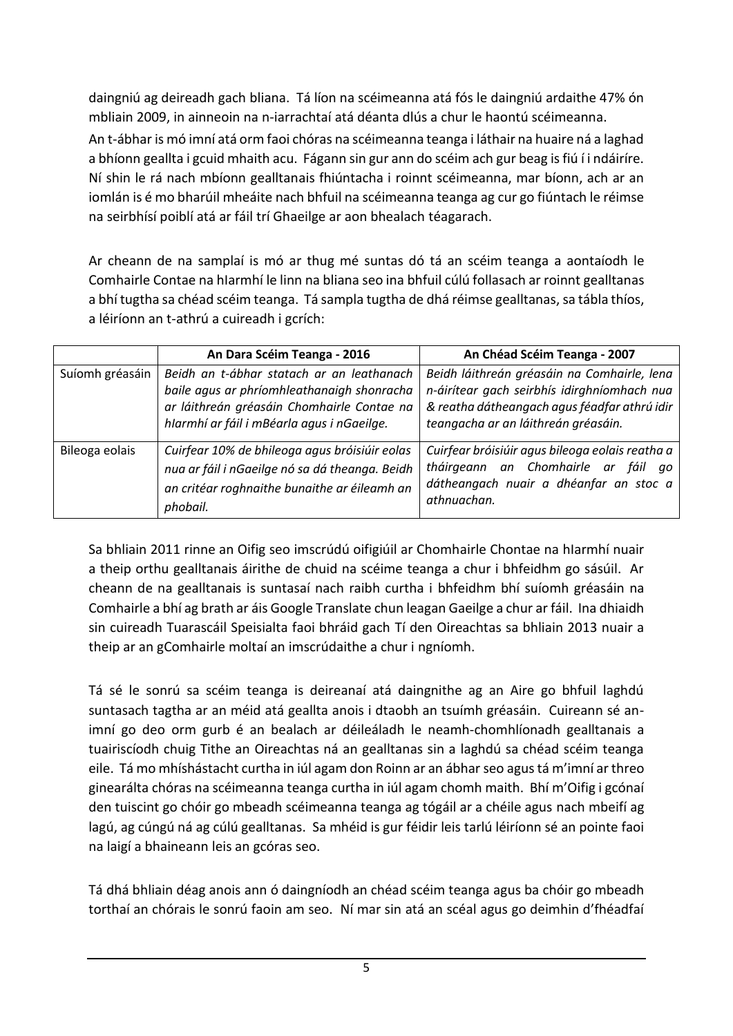daingniú ag deireadh gach bliana. Tá líon na scéimeanna atá fós le daingniú ardaithe 47% ón mbliain 2009, in ainneoin na n-iarrachtaí atá déanta dlús a chur le haontú scéimeanna.

An t-ábhar is mó imní atá orm faoi chóras na scéimeanna teanga i láthair na huaire ná a laghad a bhíonn geallta i gcuid mhaith acu. Fágann sin gur ann do scéim ach gur beag is fiú í i ndáiríre. Ní shin le rá nach mbíonn gealltanais fhiúntacha i roinnt scéimeanna, mar bíonn, ach ar an iomlán is é mo bharúil mheáite nach bhfuil na scéimeanna teanga ag cur go fiúntach le réimse na seirbhísí poiblí atá ar fáil trí Ghaeilge ar aon bhealach téagarach.

Ar cheann de na samplaí is mó ar thug mé suntas dó tá an scéim teanga a aontaíodh le Comhairle Contae na hIarmhí le linn na bliana seo ina bhfuil cúlú follasach ar roinnt gealltanas a bhí tugtha sa chéad scéim teanga. Tá sampla tugtha de dhá réimse gealltanas, sa tábla thíos, a léiríonn an t-athrú a cuireadh i gcrích:

| | An Dara Scéim Teanga - 2016 | An Chéad Scéim Teanga - 2007 |
|---|---|---|
| Suíomh gréasáin | *Beidh an t-ábhar statach ar an leathanach baile agus ar phríomhleathanaigh shonracha ar láithreán gréasáin Chomhairle Contae na hIarmhí ar fáil i mBéarla agus i nGaeilge.* | *Beidh láithreán gréasáin na Comhairle, lena n-áirítear gach seirbhís idirghníomhach nua & reatha dátheangach agus féadfar athrú idir teangacha ar an láithreán gréasáin.* |
| Bileoga eolais | *Cuirfear 10% de bhileoga agus bróisiúir eolas nua ar fáil i nGaeilge nó sa dá theanga. Beidh an critéar roghnaithe bunaithe ar éileamh an phobail.* | *Cuirfear bróisiúir agus bileoga eolais reatha a tháirgeann an Chomhairle ar fáil go dátheangach nuair a dhéanfar an stoc a athnuachan.* |

Sa bhliain 2011 rinne an Oifig seo imscrúdú oifigiúil ar Chomhairle Chontae na hIarmhí nuair a theip orthu gealltanais áirithe de chuid na scéime teanga a chur i bhfeidhm go sásúil. Ar cheann de na gealltanais is suntasaí nach raibh curtha i bhfeidhm bhí suíomh gréasáin na Comhairle a bhí ag brath ar áis Google Translate chun leagan Gaeilge a chur ar fáil. Ina dhiaidh sin cuireadh Tuarascáil Speisialta faoi bhráid gach Tí den Oireachtas sa bhliain 2013 nuair a theip ar an gComhairle moltaí an imscrúdaithe a chur i ngníomh.

Tá sé le sonrú sa scéim teanga is deireanaí atá daingnithe ag an Aire go bhfuil laghdú suntasach tagtha ar an méid atá geallta anois i dtaobh an tsuímh gréasáin. Cuireann sé an-imní go deo orm gurb é an bealach ar déileáladh le neamh-chomhlíonadh gealltanais a tuairiscíodh chuig Tithe an Oireachtas ná an gealltanas sin a laghdú sa chéad scéim teanga eile. Tá mo mhíshástacht curtha in iúl agam don Roinn ar an ábhar seo agus tá m'imní ar threo ginearálta chóras na scéimeanna teanga curtha in iúl agam chomh maith. Bhí m'Oifig i gcónaí den tuiscint go chóir go mbeadh scéimeanna teanga ag tógáil ar a chéile agus nach mbeifí ag lagú, ag cúngú ná ag cúlú gealltanas. Sa mhéid is gur féidir leis tarlú léiríonn sé an pointe faoi na laigí a bhaineann leis an gcóras seo.

Tá dhá bhliain déag anois ann ó daingníodh an chéad scéim teanga agus ba chóir go mbeadh torthaí an chórais le sonrú faoin am seo. Ní mar sin atá an scéal agus go deimhin d'fhéadfaí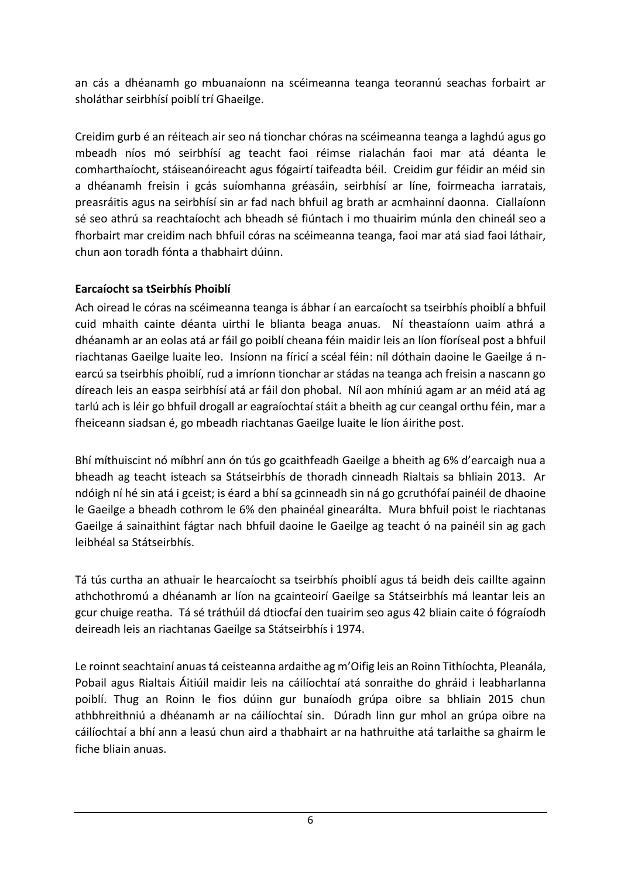an cás a dhéanamh go mbuanaíonn na scéimeanna teanga teorannú seachas forbairt ar sholáthar seirbhísí poiblí trí Ghaeilge.

Creidim gurb é an réiteach air seo ná tionchar chóras na scéimeanna teanga a laghdú agus go mbeadh níos mó seirbhísí ag teacht faoi réimse rialachán faoi mar atá déanta le comharthaíocht, stáiseanóireacht agus fógairtí taifeadta béil. Creidim gur féidir an méid sin a dhéanamh freisin i gcás suíomhanna gréasáin, seirbhísí ar líne, foirmeacha iarratais, preasráitis agus na seirbhísí sin ar fad nach bhfuil ag brath ar acmhainní daonna. Ciallaíonn sé seo athrú sa reachtaíocht ach bheadh sé fiúntach i mo thuairim múnla den chineál seo a fhorbairt mar creidim nach bhfuil córas na scéimeanna teanga, faoi mar atá siad faoi láthair, chun aon toradh fónta a thabhairt dúinn.

**Earcaíocht sa tSeirbhís Phoiblí**

Ach oiread le córas na scéimeanna teanga is ábhar í an earcaíocht sa tseirbhís phoiblí a bhfuil cuid mhaith cainte déanta uirthi le blianta beaga anuas. Ní theastaíonn uaim athrá a dhéanamh ar an eolas atá ar fáil go poiblí cheana féin maidir leis an líon fíoríseal post a bhfuil riachtanas Gaeilge luaite leo. Insíonn na fíricí a scéal féin: níl dóthain daoine le Gaeilge á n-earcú sa tseirbhís phoiblí, rud a imríonn tionchar ar stádas na teanga ach freisin a nascann go díreach leis an easpa seirbhísí atá ar fáil don phobal. Níl aon mhíniú agam ar an méid atá ag tarlú ach is léir go bhfuil drogall ar eagraíochtaí stáit a bheith ag cur ceangal orthu féin, mar a fheiceann siadsan é, go mbeadh riachtanas Gaeilge luaite le líon áirithe post.

Bhí míthuiscint nó míbhrí ann ón tús go gcaithfeadh Gaeilge a bheith ag 6% d'earcaigh nua a bheadh ag teacht isteach sa Státseirbhís de thoradh cinneadh Rialtais sa bhliain 2013. Ar ndóigh ní hé sin atá i gceist; is éard a bhí sa gcinneadh sin ná go gcruthófaí painéil de dhaoine le Gaeilge a bheadh cothrom le 6% den phainéal ginearálta. Mura bhfuil poist le riachtanas Gaeilge á sainaithint fágtar nach bhfuil daoine le Gaeilge ag teacht ó na painéil sin ag gach leibhéal sa Státseirbhís.

Tá tús curtha an athuair le hearcaíocht sa tseirbhís phoiblí agus tá beidh deis caillte againn athchothromú a dhéanamh ar líon na gcainteoirí Gaeilge sa Státseirbhís má leantar leis an gcur chuige reatha. Tá sé tráthúil dá dtiocfaí den tuairim seo agus 42 bliain caite ó fógraíodh deireadh leis an riachtanas Gaeilge sa Státseirbhís i 1974.

Le roinnt seachtainí anuas tá ceisteanna ardaithe ag m'Oifig leis an Roinn Tithíochta, Pleanála, Pobail agus Rialtais Áitiúil maidir leis na cáilíochtaí atá sonraithe do ghráid i leabharlanna poiblí. Thug an Roinn le fios dúinn gur bunaíodh grúpa oibre sa bhliain 2015 chun athbhreithniú a dhéanamh ar na cáilíochtaí sin. Dúradh linn gur mhol an grúpa oibre na cáilíochtaí a bhí ann a leasú chun aird a thabhairt ar na hathruithe atá tarlaithe sa ghairm le fiche bliain anuas.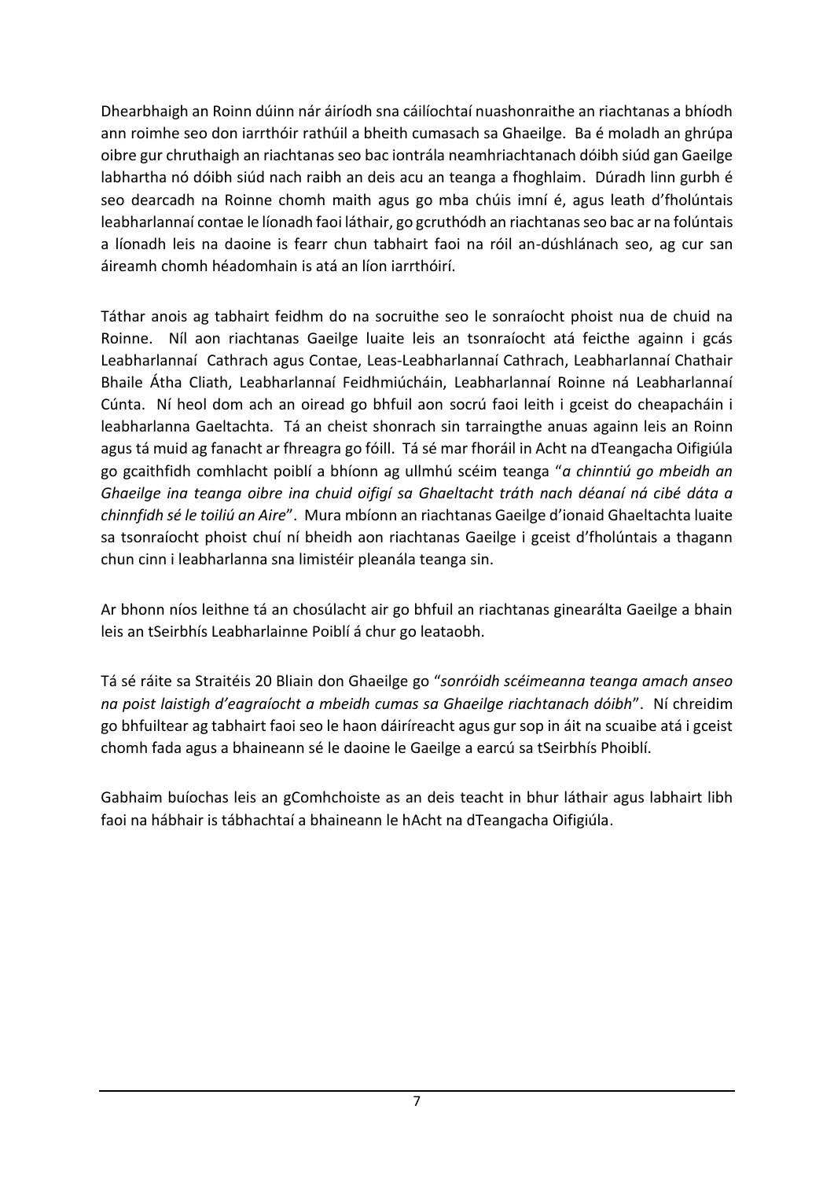Dhearbhaigh an Roinn dúinn nár áiríodh sna cáilíochtaí nuashonraithe an riachtanas a bhíodh ann roimhe seo don iarrthóir rathúil a bheith cumasach sa Ghaeilge. Ba é moladh an ghrúpa oibre gur chruthaigh an riachtanas seo bac iontrála neamhriachtanach dóibh siúd gan Gaeilge labhartha nó dóibh siúd nach raibh an deis acu an teanga a fhoghlaim. Dúradh linn gurbh é seo dearcadh na Roinne chomh maith agus go mba chúis imní é, agus leath d'fholúntais leabharlannaí contae le líonadh faoi láthair, go gcruthódh an riachtanas seo bac ar na folúntais a líonadh leis na daoine is fearr chun tabhairt faoi na róil an-dúshlánach seo, ag cur san áireamh chomh héadomhain is atá an líon iarrthóirí.

Táthar anois ag tabhairt feidhm do na socruithe seo le sonraíocht phoist nua de chuid na Roinne. Níl aon riachtanas Gaeilge luaite leis an tsonraíocht atá feicthe againn i gcás Leabharlannaí Cathrach agus Contae, Leas-Leabharlannaí Cathrach, Leabharlannaí Chathair Bhaile Átha Cliath, Leabharlannaí Feidhmiúcháin, Leabharlannaí Roinne ná Leabharlannaí Cúnta. Ní heol dom ach an oiread go bhfuil aon socrú faoi leith i gceist do cheapacháin i leabharlanna Gaeltachta. Tá an cheist shonrach sin tarraingthe anuas againn leis an Roinn agus tá muid ag fanacht ar fhreagra go fóill. Tá sé mar fhoráil in Acht na dTeangacha Oifigiúla go gcaithfidh comhlacht poiblí a bhíonn ag ullmhú scéim teanga "*a chinntiú go mbeidh an Ghaeilge ina teanga oibre ina chuid oifigí sa Ghaeltacht tráth nach déanaí ná cibé dáta a chinnfidh sé le toiliú an Aire*". Mura mbíonn an riachtanas Gaeilge d'ionaid Ghaeltachta luaite sa tsonraíocht phoist chuí ní bheidh aon riachtanas Gaeilge i gceist d'fholúntais a thagann chun cinn i leabharlanna sna limistéir pleanála teanga sin.

Ar bhonn níos leithne tá an chosúlacht air go bhfuil an riachtanas ginearálta Gaeilge a bhain leis an tSeirbhís Leabharlainne Poiblí á chur go leataobh.

Tá sé ráite sa Straitéis 20 Bliain don Ghaeilge go "*sonróidh scéimeanna teanga amach anseo na poist laistigh d'eagraíocht a mbeidh cumas sa Ghaeilge riachtanach dóibh*". Ní chreidim go bhfuiltear ag tabhairt faoi seo le haon dáiríreacht agus gur sop in áit na scuaibe atá i gceist chomh fada agus a bhaineann sé le daoine le Gaeilge a earcú sa tSeirbhís Phoiblí.

Gabhaim buíochas leis an gComhchoiste as an deis teacht in bhur láthair agus labhairt libh faoi na hábhair is tábhachtaí a bhaineann le hAcht na dTeangacha Oifigiúla.